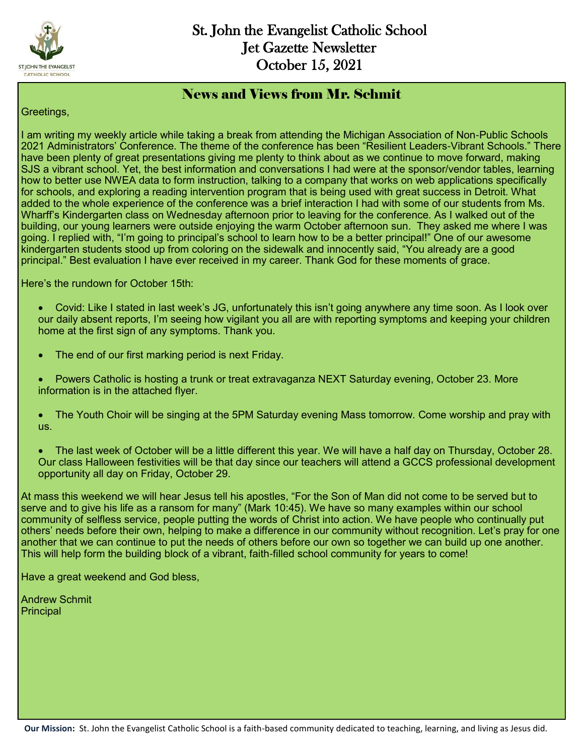# St. John the Evangelist Catholic School
# Jet Gazette Newsletter
# October 15, 2021

## News and Views from Mr. Schmit

Greetings,

I am writing my weekly article while taking a break from attending the Michigan Association of Non-Public Schools 2021 Administrators' Conference. The theme of the conference has been "Resilient Leaders-Vibrant Schools." There have been plenty of great presentations giving me plenty to think about as we continue to move forward, making SJS a vibrant school. Yet, the best information and conversations I had were at the sponsor/vendor tables, learning how to better use NWEA data to form instruction, talking to a company that works on web applications specifically for schools, and exploring a reading intervention program that is being used with great success in Detroit. What added to the whole experience of the conference was a brief interaction I had with some of our students from Ms. Wharff's Kindergarten class on Wednesday afternoon prior to leaving for the conference. As I walked out of the building, our young learners were outside enjoying the warm October afternoon sun. They asked me where I was going. I replied with, "I'm going to principal's school to learn how to be a better principal!" One of our awesome kindergarten students stood up from coloring on the sidewalk and innocently said, "You already are a good principal." Best evaluation I have ever received in my career. Thank God for these moments of grace.

Here's the rundown for October 15th:

- Covid: Like I stated in last week's JG, unfortunately this isn't going anywhere any time soon. As I look over our daily absent reports, I'm seeing how vigilant you all are with reporting symptoms and keeping your children home at the first sign of any symptoms. Thank you.
- The end of our first marking period is next Friday.
- Powers Catholic is hosting a trunk or treat extravaganza NEXT Saturday evening, October 23. More information is in the attached flyer.
- The Youth Choir will be singing at the 5PM Saturday evening Mass tomorrow. Come worship and pray with us.
- The last week of October will be a little different this year. We will have a half day on Thursday, October 28. Our class Halloween festivities will be that day since our teachers will attend a GCCS professional development opportunity all day on Friday, October 29.

At mass this weekend we will hear Jesus tell his apostles, "For the Son of Man did not come to be served but to serve and to give his life as a ransom for many" (Mark 10:45). We have so many examples within our school community of selfless service, people putting the words of Christ into action. We have people who continually put others' needs before their own, helping to make a difference in our community without recognition. Let's pray for one another that we can continue to put the needs of others before our own so together we can build up one another. This will help form the building block of a vibrant, faith-filled school community for years to come!

Have a great weekend and God bless,

Andrew Schmit
Principal

**Our Mission:** St. John the Evangelist Catholic School is a faith-based community dedicated to teaching, learning, and living as Jesus did.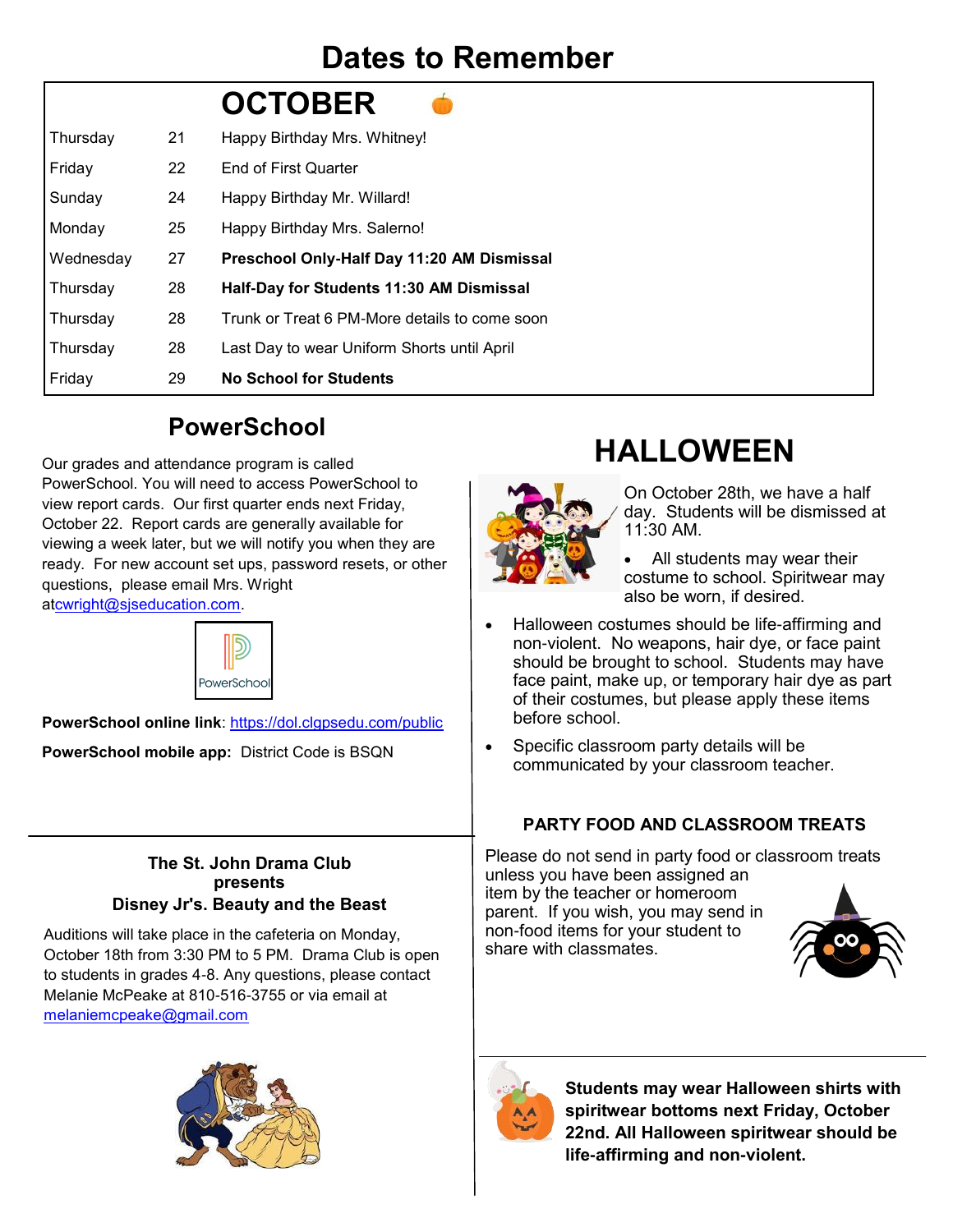# Dates to Remember

| | | OCTOBER |
|---|---|---|
| Thursday | 21 | Happy Birthday Mrs. Whitney! |
| Friday | 22 | End of First Quarter |
| Sunday | 24 | Happy Birthday Mr. Willard! |
| Monday | 25 | Happy Birthday Mrs. Salerno! |
| Wednesday | 27 | **Preschool Only-Half Day 11:20 AM Dismissal** |
| Thursday | 28 | **Half-Day for Students 11:30 AM Dismissal** |
| Thursday | 28 | Trunk or Treat 6 PM-More details to come soon |
| Thursday | 28 | Last Day to wear Uniform Shorts until April |
| Friday | 29 | **No School for Students** |

## PowerSchool

Our grades and attendance program is called PowerSchool. You will need to access PowerSchool to view report cards. Our first quarter ends next Friday, October 22. Report cards are generally available for viewing a week later, but we will notify you when they are ready. For new account set ups, password resets, or other questions, please email Mrs. Wright atcwright@sjseducation.com.

**PowerSchool online link**: https://dol.clgpsedu.com/public

**PowerSchool mobile app:** District Code is BSQN

### The St. John Drama Club presents Disney Jr's. Beauty and the Beast

Auditions will take place in the cafeteria on Monday, October 18th from 3:30 PM to 5 PM. Drama Club is open to students in grades 4-8. Any questions, please contact Melanie McPeake at 810-516-3755 or via email at melaniemcpeake@gmail.com

## HALLOWEEN

On October 28th, we have a half day. Students will be dismissed at 11:30 AM.

- All students may wear their costume to school. Spiritwear may also be worn, if desired.
- Halloween costumes should be life-affirming and non-violent. No weapons, hair dye, or face paint should be brought to school. Students may have face paint, make up, or temporary hair dye as part of their costumes, but please apply these items before school.
- Specific classroom party details will be communicated by your classroom teacher.

### PARTY FOOD AND CLASSROOM TREATS

Please do not send in party food or classroom treats unless you have been assigned an item by the teacher or homeroom parent. If you wish, you may send in non-food items for your student to share with classmates.

**Students may wear Halloween shirts with spiritwear bottoms next Friday, October 22nd. All Halloween spiritwear should be life-affirming and non-violent.**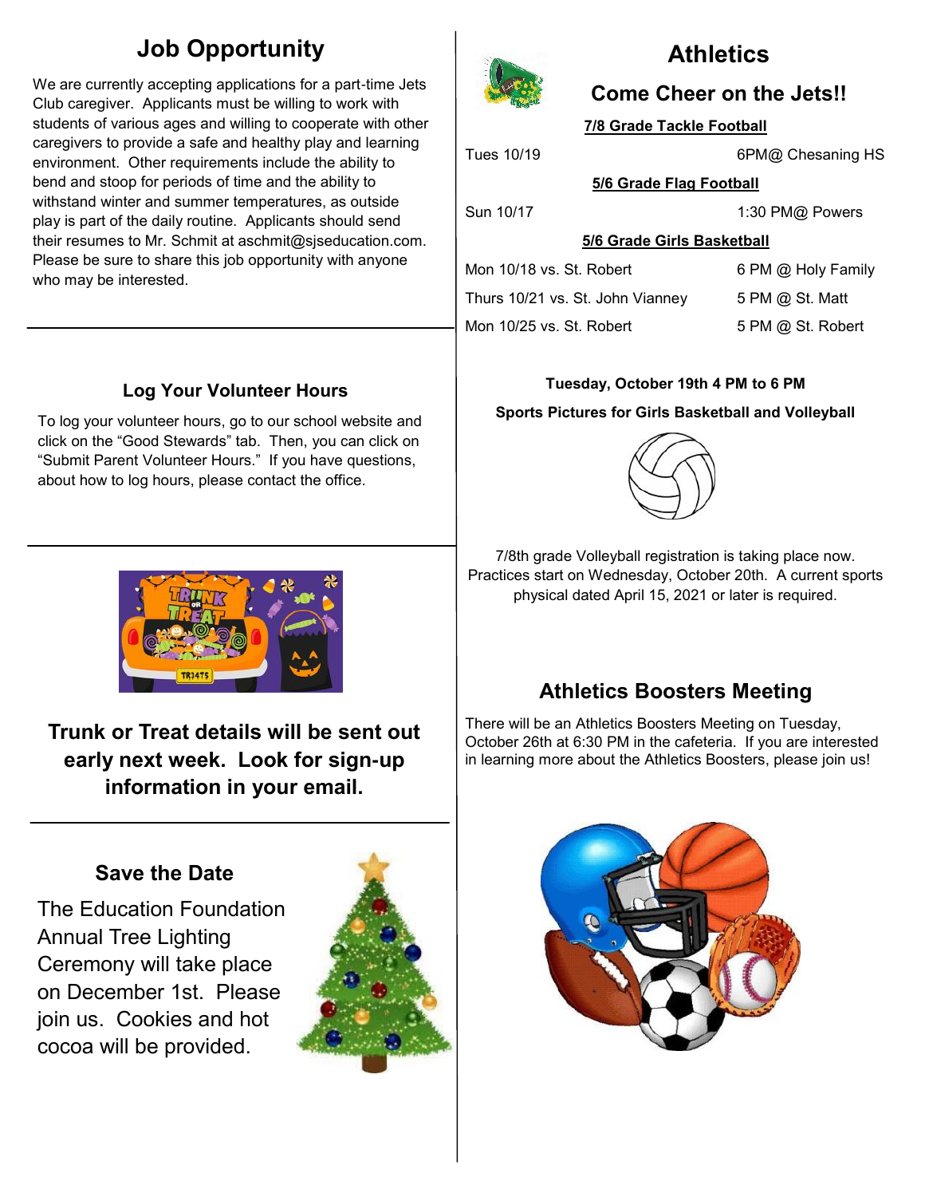## Job Opportunity

We are currently accepting applications for a part-time Jets Club caregiver. Applicants must be willing to work with students of various ages and willing to cooperate with other caregivers to provide a safe and healthy play and learning environment. Other requirements include the ability to bend and stoop for periods of time and the ability to withstand winter and summer temperatures, as outside play is part of the daily routine. Applicants should send their resumes to Mr. Schmit at aschmit@sjseducation.com. Please be sure to share this job opportunity with anyone who may be interested.

### Log Your Volunteer Hours

To log your volunteer hours, go to our school website and click on the "Good Stewards" tab. Then, you can click on "Submit Parent Volunteer Hours." If you have questions, about how to log hours, please contact the office.

**Trunk or Treat details will be sent out early next week. Look for sign-up information in your email.**

### Save the Date

The Education Foundation Annual Tree Lighting Ceremony will take place on December 1st. Please join us. Cookies and hot cocoa will be provided.

## Athletics

### Come Cheer on the Jets!!

**7/8 Grade Tackle Football**

| | |
|---|---|
| Tues 10/19 | 6PM@ Chesaning HS |

**5/6 Grade Flag Football**

| | |
|---|---|
| Sun 10/17 | 1:30 PM@ Powers |

**5/6 Grade Girls Basketball**

| | |
|---|---|
| Mon 10/18 vs. St. Robert | 6 PM @ Holy Family |
| Thurs 10/21 vs. St. John Vianney | 5 PM @ St. Matt |
| Mon 10/25 vs. St. Robert | 5 PM @ St. Robert |

**Tuesday, October 19th 4 PM to 6 PM**

**Sports Pictures for Girls Basketball and Volleyball**

7/8th grade Volleyball registration is taking place now. Practices start on Wednesday, October 20th. A current sports physical dated April 15, 2021 or later is required.

### Athletics Boosters Meeting

There will be an Athletics Boosters Meeting on Tuesday, October 26th at 6:30 PM in the cafeteria. If you are interested in learning more about the Athletics Boosters, please join us!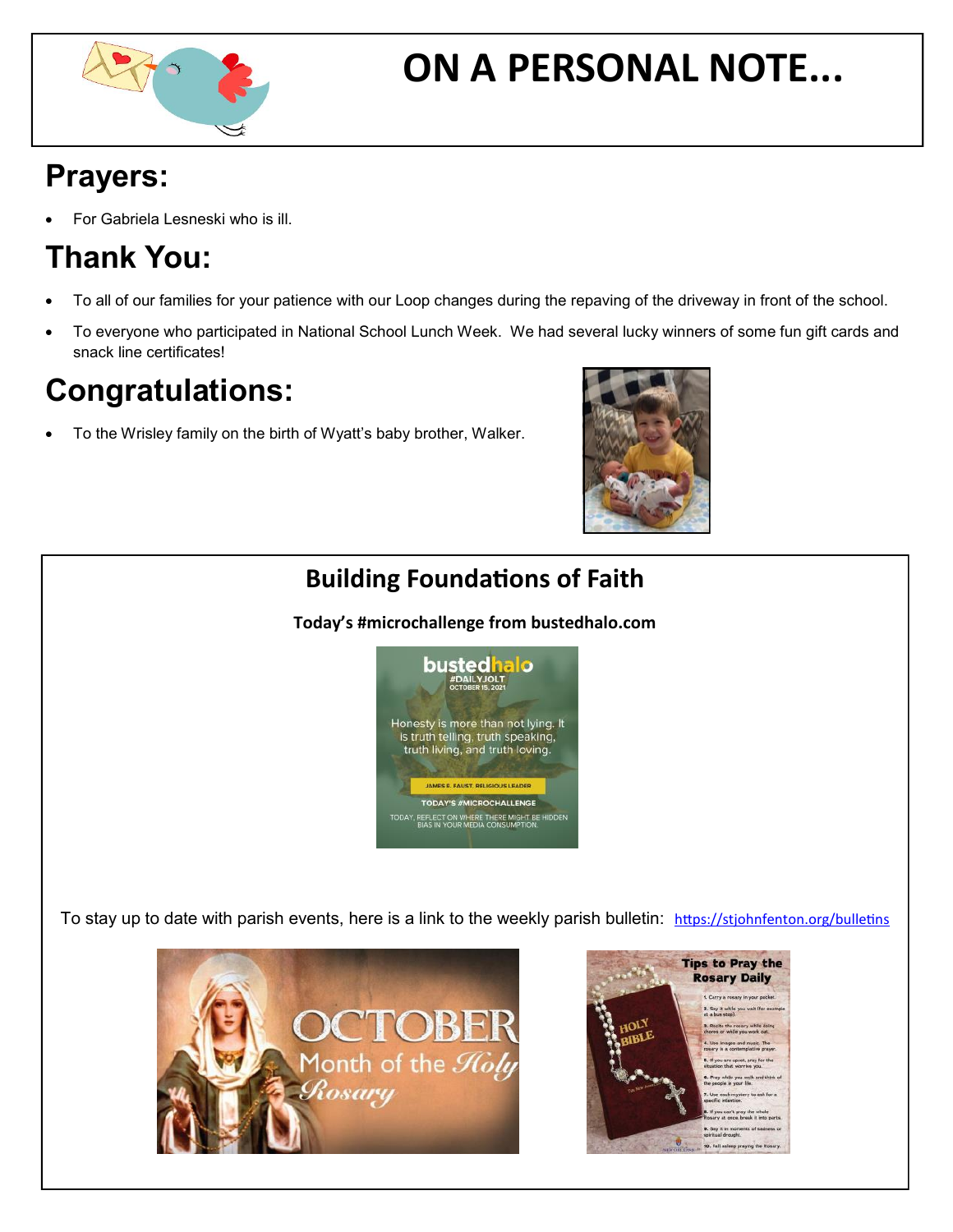# ON A PERSONAL NOTE...

## Prayers:

- For Gabriela Lesneski who is ill.

## Thank You:

- To all of our families for your patience with our Loop changes during the repaving of the driveway in front of the school.
- To everyone who participated in National School Lunch Week. We had several lucky winners of some fun gift cards and snack line certificates!

## Congratulations:

- To the Wrisley family on the birth of Wyatt's baby brother, Walker.

## Building Foundations of Faith

**Today's #microchallenge from bustedhalo.com**

bustedhalo
#DAILYJOLT
OCTOBER 15, 2021

Honesty is more than not lying. It is truth telling, truth speaking, truth living, and truth loving.

JAMES E. FAUST, RELIGIOUS LEADER

TODAY'S #MICROCHALLENGE

TODAY, REFLECT ON WHERE THERE MIGHT BE HIDDEN BIAS IN YOUR MEDIA CONSUMPTION.

To stay up to date with parish events, here is a link to the weekly parish bulletin: https://stjohnfenton.org/bulletins

OCTOBER Month of the Holy Rosary

Tips to Pray the Rosary Daily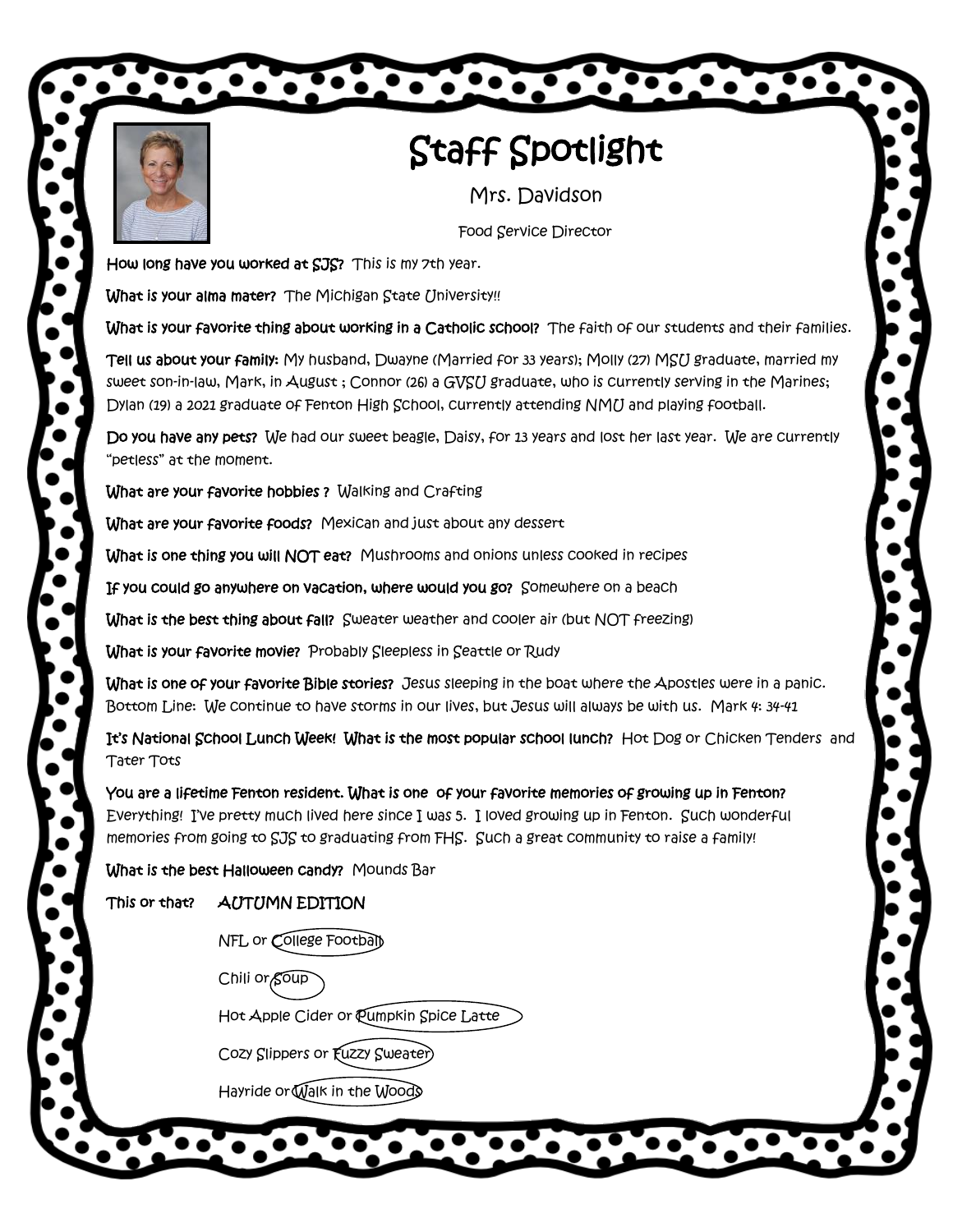# Staff Spotlight

Mrs. Davidson

Food Service Director

**How long have you worked at SJS?** This is my 7th year.

**What is your alma mater?** The Michigan State University!!

**What is your favorite thing about working in a Catholic school?** The faith of our students and their families.

**Tell us about your family:** My husband, Dwayne (Married for 33 years); Molly (27) MSU graduate, married my sweet son-in-law, Mark, in August ; Connor (26) a GVSU graduate, who is currently serving in the Marines; Dylan (19) a 2021 graduate of Fenton High School, currently attending NMU and playing football.

**Do you have any pets?** We had our sweet beagle, Daisy, for 13 years and lost her last year. We are currently "petless" at the moment.

**What are your favorite hobbies ?** Walking and Crafting

**What are your favorite foods?** Mexican and just about any dessert

**What is one thing you will NOT eat?** Mushrooms and onions unless cooked in recipes

**If you could go anywhere on vacation, where would you go?** Somewhere on a beach

**What is the best thing about fall?** Sweater weather and cooler air (but NOT freezing)

**What is your favorite movie?** Probably Sleepless in Seattle or Rudy

**What is one of your favorite Bible stories?** Jesus sleeping in the boat where the Apostles were in a panic. Bottom Line: We continue to have storms in our lives, but Jesus will always be with us. Mark 4: 34-41

**It's National School Lunch Week! What is the most popular school lunch?** Hot Dog or Chicken Tenders and Tater Tots

**You are a lifetime Fenton resident. What is one of your favorite memories of growing up in Fenton?** Everything! I've pretty much lived here since I was 5. I loved growing up in Fenton. Such wonderful memories from going to SJS to graduating from FHS. Such a great community to raise a family!

**What is the best Halloween candy?** Mounds Bar

**This or that?** AUTUMN EDITION

- NFL or College Football (circled)
- Chili or Soup (circled)
- Hot Apple Cider or Pumpkin Spice Latte (circled)
- Cozy Slippers or Fuzzy Sweater (circled)
- Hayride or Walk in the Woods (circled)